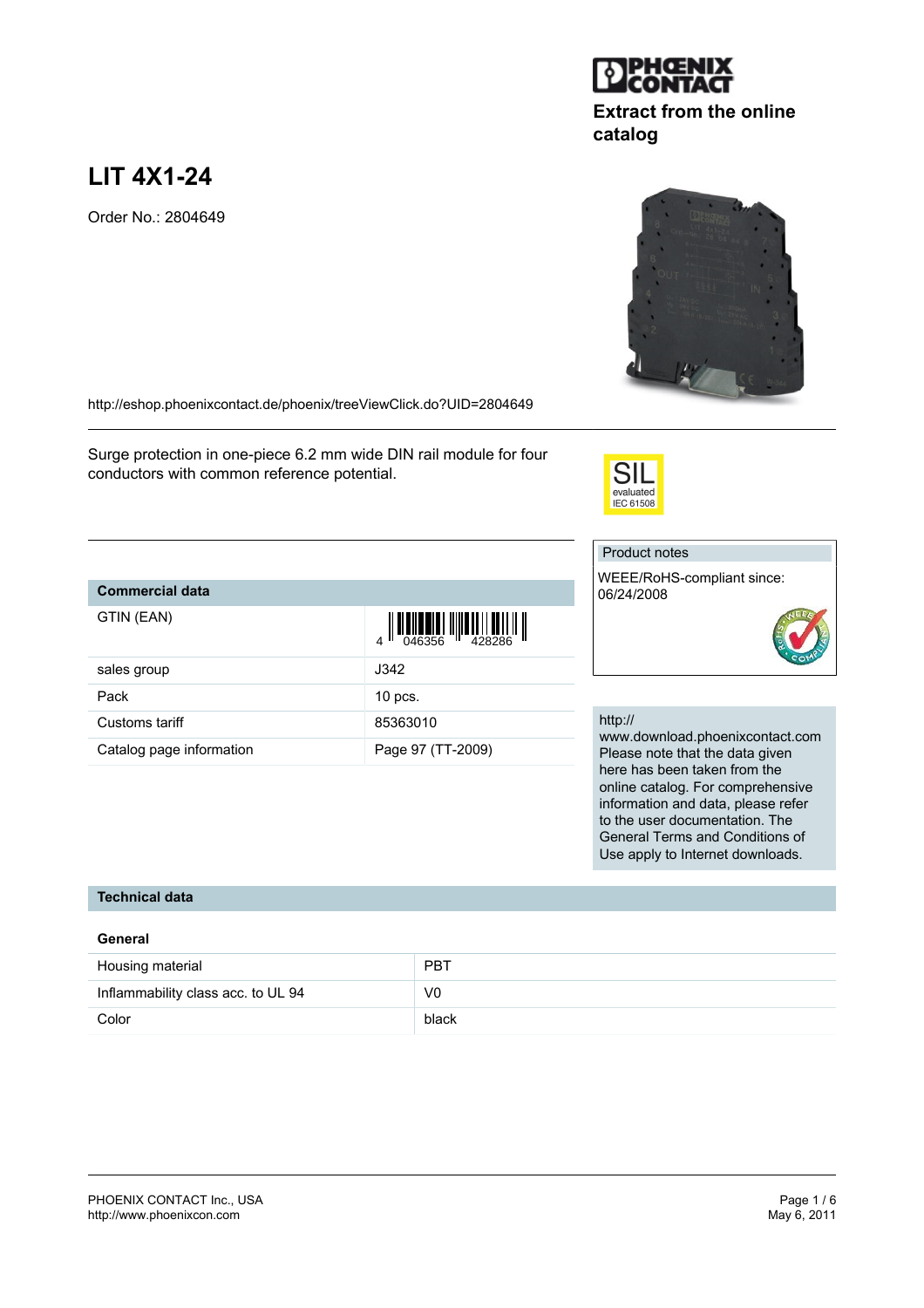PHOENIX CONTACT

**Extract from the online catalog**

# LIT 4X1-24

Order No.: 2804649

http://eshop.phoenixcontact.de/phoenix/treeViewClick.do?UID=2804649

Surge protection in one-piece 6.2 mm wide DIN rail module for four conductors with common reference potential.

SIL evaluated IEC 61508

**Product notes**

WEEE/RoHS-compliant since: 06/24/2008

http:// www.download.phoenixcontact.com Please note that the data given here has been taken from the online catalog. For comprehensive information and data, please refer to the user documentation. The General Terms and Conditions of Use apply to Internet downloads.

## Commercial data

| Commercial data | |
|---|---|
| GTIN (EAN) | 4 046356 428286 |
| sales group | J342 |
| Pack | 10 pcs. |
| Customs tariff | 85363010 |
| Catalog page information | Page 97 (TT-2009) |

## Technical data

### General

| | |
|---|---|
| Housing material | PBT |
| Inflammability class acc. to UL 94 | V0 |
| Color | black |

PHOENIX CONTACT Inc., USA
http://www.phoenixcon.com

May 6, 2011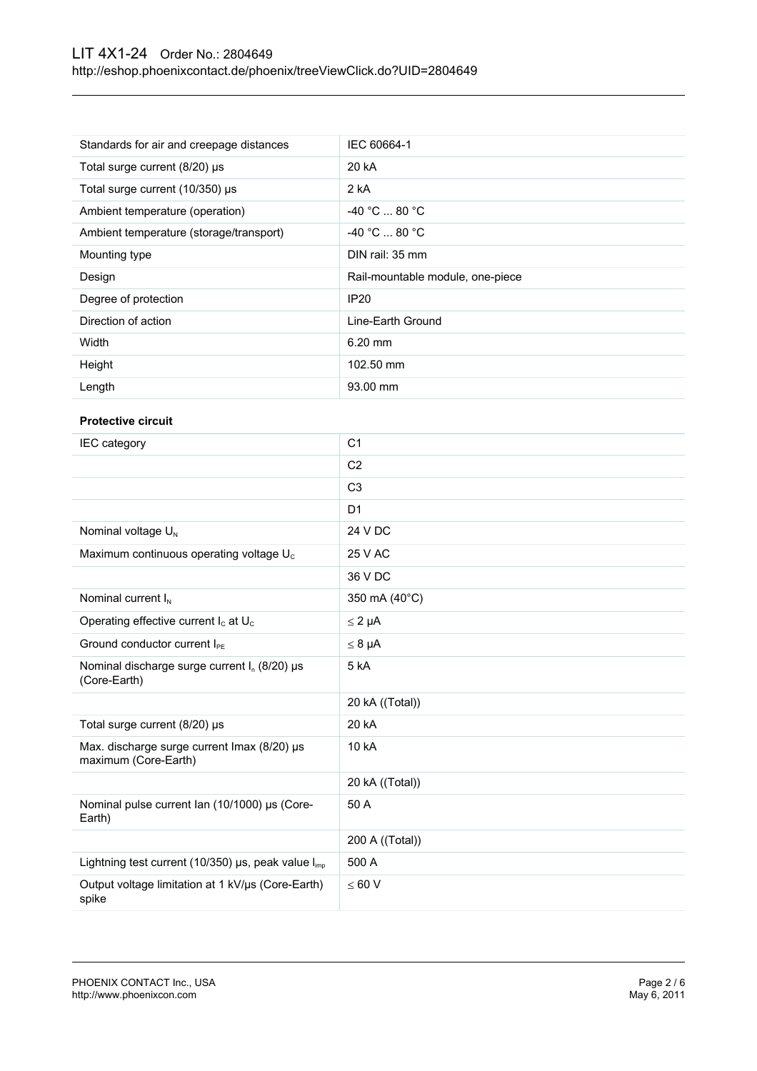| | |
|---|---|
| Standards for air and creepage distances | IEC 60664-1 |
| Total surge current (8/20) µs | 20 kA |
| Total surge current (10/350) µs | 2 kA |
| Ambient temperature (operation) | -40 °C ... 80 °C |
| Ambient temperature (storage/transport) | -40 °C ... 80 °C |
| Mounting type | DIN rail: 35 mm |
| Design | Rail-mountable module, one-piece |
| Degree of protection | IP20 |
| Direction of action | Line-Earth Ground |
| Width | 6.20 mm |
| Height | 102.50 mm |
| Length | 93.00 mm |

**Protective circuit**

| | |
|---|---|
| IEC category | C1 |
| | C2 |
| | C3 |
| | D1 |
| Nominal voltage $U_N$ | 24 V DC |
| Maximum continuous operating voltage $U_C$ | 25 V AC |
| | 36 V DC |
| Nominal current $I_N$ | 350 mA (40°C) |
| Operating effective current $I_C$ at $U_C$ | ≤ 2 µA |
| Ground conductor current $I_{PE}$ | ≤ 8 µA |
| Nominal discharge surge current $I_n$ (8/20) µs (Core-Earth) | 5 kA |
| | 20 kA ((Total)) |
| Total surge current (8/20) µs | 20 kA |
| Max. discharge surge current Imax (8/20) µs maximum (Core-Earth) | 10 kA |
| | 20 kA ((Total)) |
| Nominal pulse current Ian (10/1000) µs (Core-Earth) | 50 A |
| | 200 A ((Total)) |
| Lightning test current (10/350) µs, peak value $I_{imp}$ | 500 A |
| Output voltage limitation at 1 kV/µs (Core-Earth) spike | ≤ 60 V |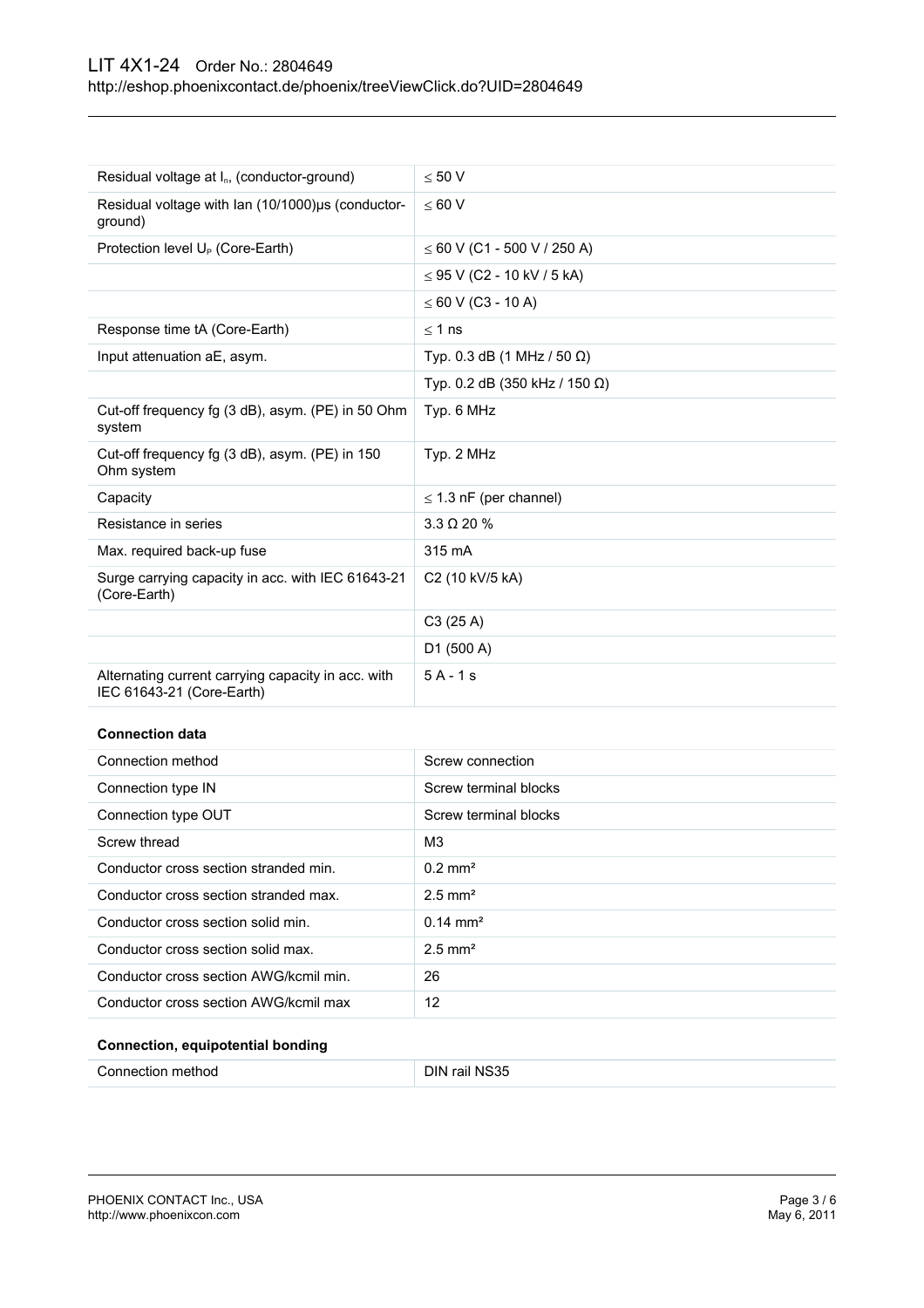| | |
|---|---|
| Residual voltage at $I_n$, (conductor-ground) | ≤ 50 V |
| Residual voltage with Ian (10/1000)µs (conductor-ground) | ≤ 60 V |
| Protection level $U_P$ (Core-Earth) | ≤ 60 V (C1 - 500 V / 250 A) |
| | ≤ 95 V (C2 - 10 kV / 5 kA) |
| | ≤ 60 V (C3 - 10 A) |
| Response time tA (Core-Earth) | ≤ 1 ns |
| Input attenuation aE, asym. | Typ. 0.3 dB (1 MHz / 50 Ω) |
| | Typ. 0.2 dB (350 kHz / 150 Ω) |
| Cut-off frequency fg (3 dB), asym. (PE) in 50 Ohm system | Typ. 6 MHz |
| Cut-off frequency fg (3 dB), asym. (PE) in 150 Ohm system | Typ. 2 MHz |
| Capacity | ≤ 1.3 nF (per channel) |
| Resistance in series | 3.3 Ω 20 % |
| Max. required back-up fuse | 315 mA |
| Surge carrying capacity in acc. with IEC 61643-21 (Core-Earth) | C2 (10 kV/5 kA) |
| | C3 (25 A) |
| | D1 (500 A) |
| Alternating current carrying capacity in acc. with IEC 61643-21 (Core-Earth) | 5 A - 1 s |

**Connection data**

| | |
|---|---|
| Connection method | Screw connection |
| Connection type IN | Screw terminal blocks |
| Connection type OUT | Screw terminal blocks |
| Screw thread | M3 |
| Conductor cross section stranded min. | 0.2 mm² |
| Conductor cross section stranded max. | 2.5 mm² |
| Conductor cross section solid min. | 0.14 mm² |
| Conductor cross section solid max. | 2.5 mm² |
| Conductor cross section AWG/kcmil min. | 26 |
| Conductor cross section AWG/kcmil max | 12 |

**Connection, equipotential bonding**

| | |
|---|---|
| Connection method | DIN rail NS35 |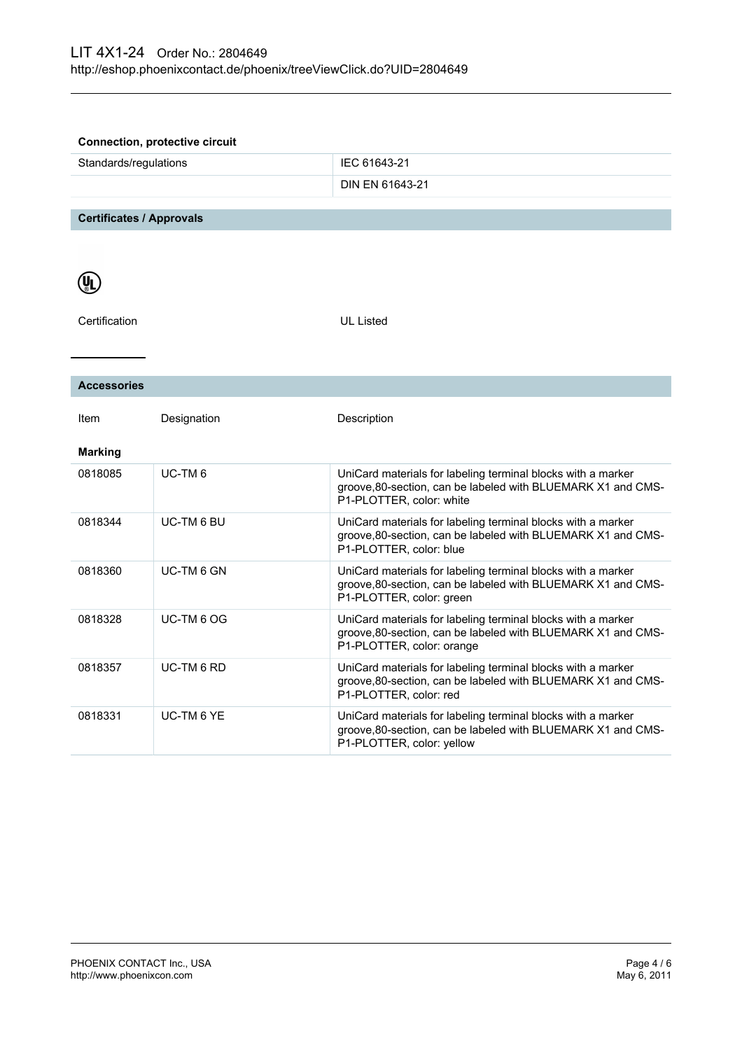### Connection, protective circuit

| | |
|---|---|
| Standards/regulations | IEC 61643-21 |
| | DIN EN 61643-21 |

## Certificates / Approvals

| | |
|---|---|
| Certification | UL Listed |

## Accessories

| Item | Designation | Description |
|---|---|---|
| **Marking** | | |
| 0818085 | UC-TM 6 | UniCard materials for labeling terminal blocks with a marker groove,80-section, can be labeled with BLUEMARK X1 and CMS-P1-PLOTTER, color: white |
| 0818344 | UC-TM 6 BU | UniCard materials for labeling terminal blocks with a marker groove,80-section, can be labeled with BLUEMARK X1 and CMS-P1-PLOTTER, color: blue |
| 0818360 | UC-TM 6 GN | UniCard materials for labeling terminal blocks with a marker groove,80-section, can be labeled with BLUEMARK X1 and CMS-P1-PLOTTER, color: green |
| 0818328 | UC-TM 6 OG | UniCard materials for labeling terminal blocks with a marker groove,80-section, can be labeled with BLUEMARK X1 and CMS-P1-PLOTTER, color: orange |
| 0818357 | UC-TM 6 RD | UniCard materials for labeling terminal blocks with a marker groove,80-section, can be labeled with BLUEMARK X1 and CMS-P1-PLOTTER, color: red |
| 0818331 | UC-TM 6 YE | UniCard materials for labeling terminal blocks with a marker groove,80-section, can be labeled with BLUEMARK X1 and CMS-P1-PLOTTER, color: yellow |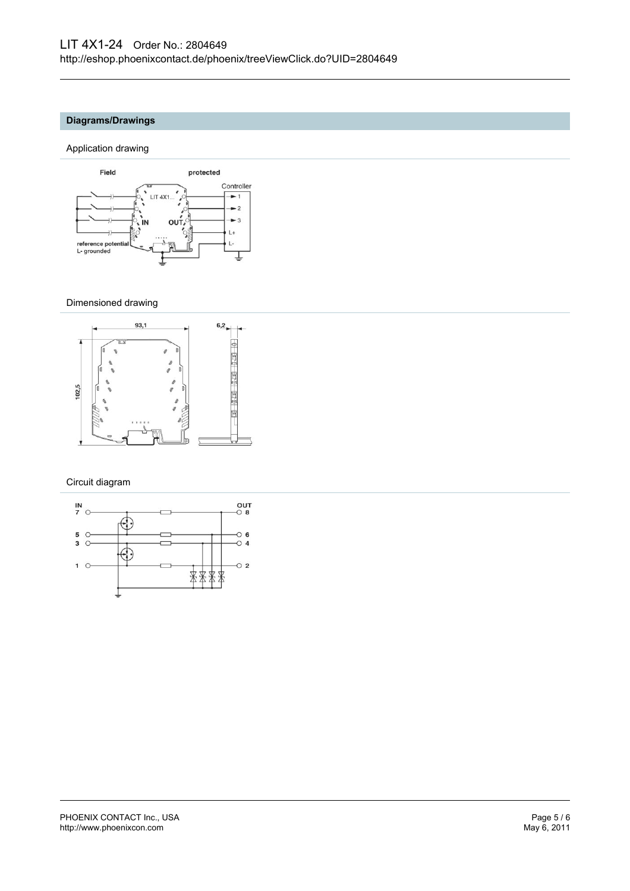## Diagrams/Drawings

### Application drawing

### Dimensioned drawing

### Circuit diagram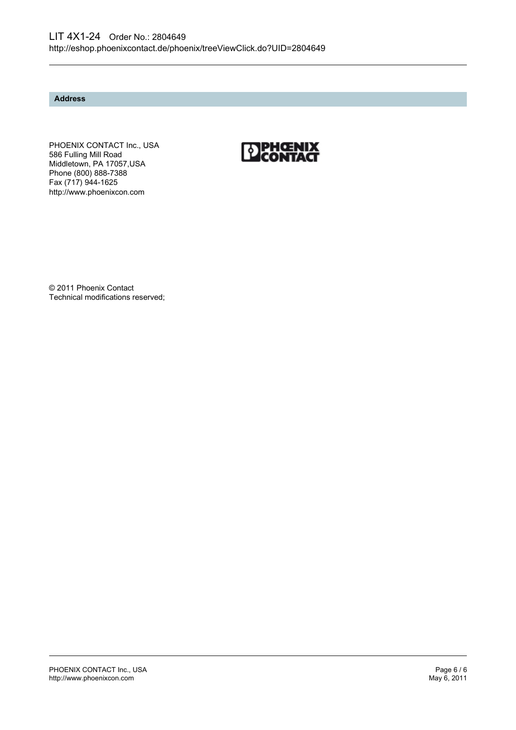## Address

PHOENIX CONTACT Inc., USA
586 Fulling Mill Road
Middletown, PA 17057,USA
Phone (800) 888-7388
Fax (717) 944-1625
http://www.phoenixcon.com

© 2011 Phoenix Contact
Technical modifications reserved;